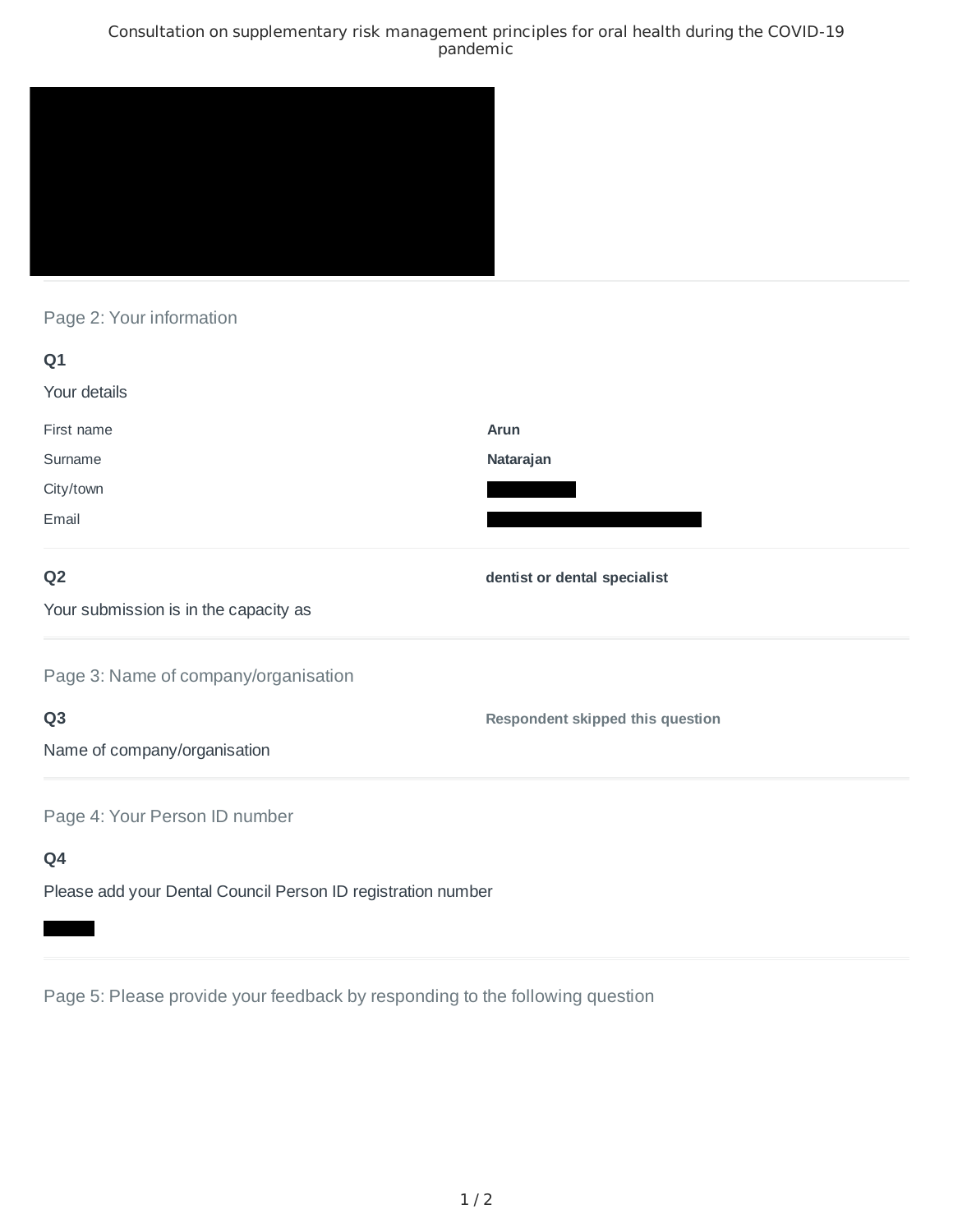# Consultation on supplementary risk management principles for oral health during the COVID-19 pandemic

## Page 2: Your information

**Q1**

Your details

| | |
|---|---|
| First name | **Arun** |
| Surname | **Natarajan** |
| City/town | |
| Email | |

**Q2**

Your submission is in the capacity as

**dentist or dental specialist**

## Page 3: Name of company/organisation

**Q3**

Name of company/organisation

**Respondent skipped this question**

## Page 4: Your Person ID number

**Q4**

Please add your Dental Council Person ID registration number

## Page 5: Please provide your feedback by responding to the following question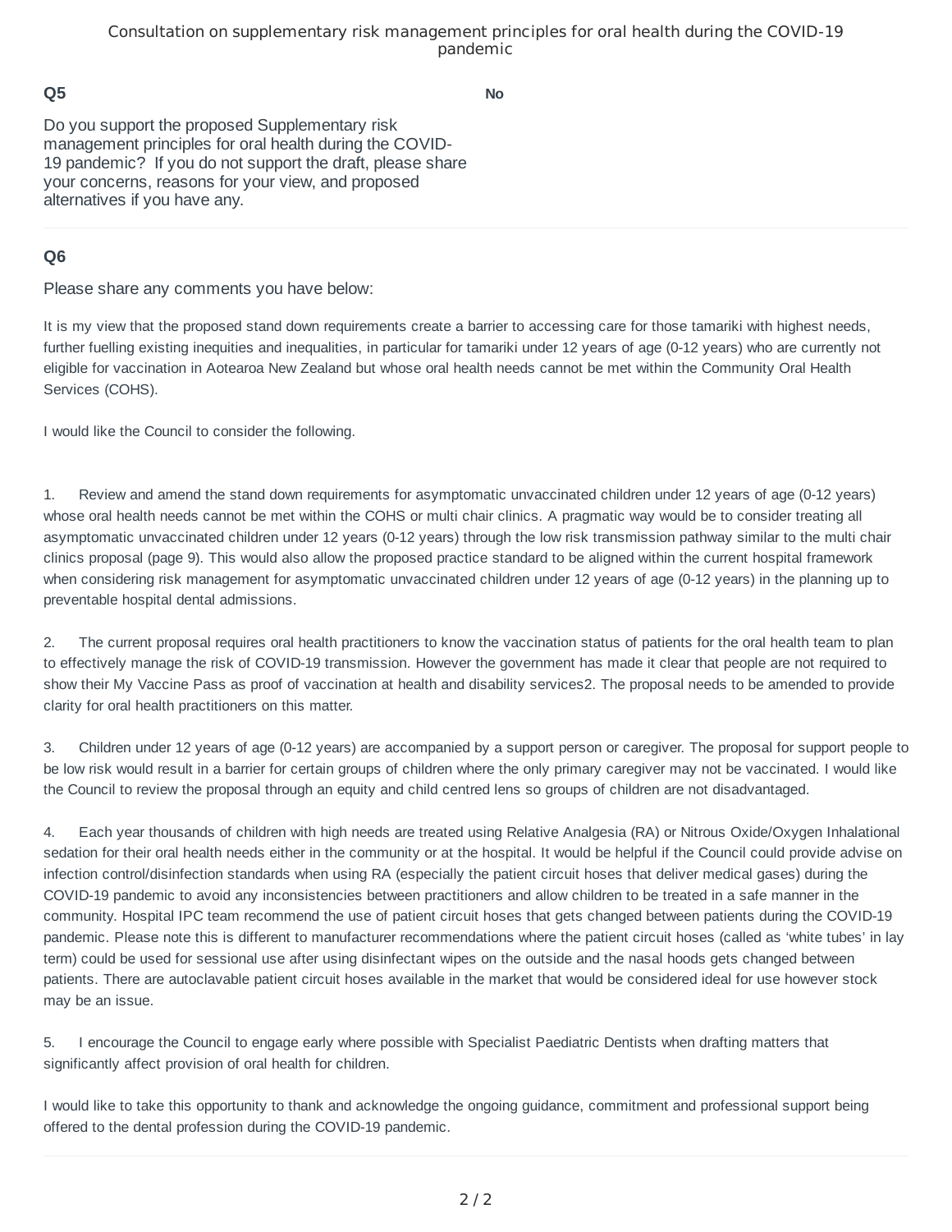## Q5

Do you support the proposed Supplementary risk management principles for oral health during the COVID-19 pandemic? If you do not support the draft, please share your concerns, reasons for your view, and proposed alternatives if you have any.

**No**

## Q6

Please share any comments you have below:

It is my view that the proposed stand down requirements create a barrier to accessing care for those tamariki with highest needs, further fuelling existing inequities and inequalities, in particular for tamariki under 12 years of age (0-12 years) who are currently not eligible for vaccination in Aotearoa New Zealand but whose oral health needs cannot be met within the Community Oral Health Services (COHS).

I would like the Council to consider the following.

1. Review and amend the stand down requirements for asymptomatic unvaccinated children under 12 years of age (0-12 years) whose oral health needs cannot be met within the COHS or multi chair clinics. A pragmatic way would be to consider treating all asymptomatic unvaccinated children under 12 years (0-12 years) through the low risk transmission pathway similar to the multi chair clinics proposal (page 9). This would also allow the proposed practice standard to be aligned within the current hospital framework when considering risk management for asymptomatic unvaccinated children under 12 years of age (0-12 years) in the planning up to preventable hospital dental admissions.

2. The current proposal requires oral health practitioners to know the vaccination status of patients for the oral health team to plan to effectively manage the risk of COVID-19 transmission. However the government has made it clear that people are not required to show their My Vaccine Pass as proof of vaccination at health and disability services2. The proposal needs to be amended to provide clarity for oral health practitioners on this matter.

3. Children under 12 years of age (0-12 years) are accompanied by a support person or caregiver. The proposal for support people to be low risk would result in a barrier for certain groups of children where the only primary caregiver may not be vaccinated. I would like the Council to review the proposal through an equity and child centred lens so groups of children are not disadvantaged.

4. Each year thousands of children with high needs are treated using Relative Analgesia (RA) or Nitrous Oxide/Oxygen Inhalational sedation for their oral health needs either in the community or at the hospital. It would be helpful if the Council could provide advise on infection control/disinfection standards when using RA (especially the patient circuit hoses that deliver medical gases) during the COVID-19 pandemic to avoid any inconsistencies between practitioners and allow children to be treated in a safe manner in the community. Hospital IPC team recommend the use of patient circuit hoses that gets changed between patients during the COVID-19 pandemic. Please note this is different to manufacturer recommendations where the patient circuit hoses (called as 'white tubes' in lay term) could be used for sessional use after using disinfectant wipes on the outside and the nasal hoods gets changed between patients. There are autoclavable patient circuit hoses available in the market that would be considered ideal for use however stock may be an issue.

5. I encourage the Council to engage early where possible with Specialist Paediatric Dentists when drafting matters that significantly affect provision of oral health for children.

I would like to take this opportunity to thank and acknowledge the ongoing guidance, commitment and professional support being offered to the dental profession during the COVID-19 pandemic.